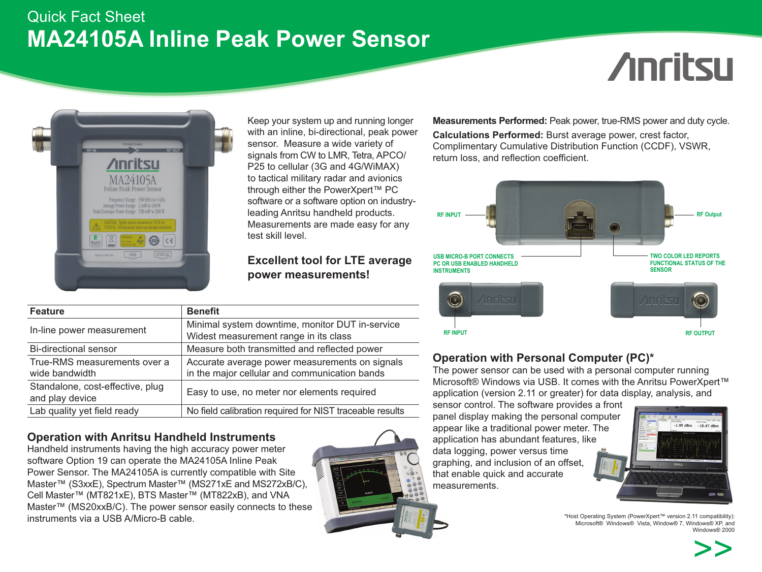# Quick Fact Sheet

# MA24105A Inline Peak Power Sensor

Keep your system up and running longer with an inline, bi-directional, peak power sensor. Measure a wide variety of signals from CW to LMR, Tetra, APCO/P25 to cellular (3G and 4G/WiMAX) to tactical military radar and avionics through either the PowerXpert™ PC software or a software option on industry-leading Anritsu handheld products. Measurements are made easy for any test skill level.

### Excellent tool for LTE average power measurements!

| Feature | Benefit |
|---|---|
| In-line power measurement | Minimal system downtime, monitor DUT in-service<br>Widest measurement range in its class |
| Bi-directional sensor | Measure both transmitted and reflected power |
| True-RMS measurements over a wide bandwidth | Accurate average power measurements on signals in the major cellular and communication bands |
| Standalone, cost-effective, plug and play device | Easy to use, no meter nor elements required |
| Lab quality yet field ready | No field calibration required for NIST traceable results |

## Operation with Anritsu Handheld Instruments

Handheld instruments having the high accuracy power meter software Option 19 can operate the MA24105A Inline Peak Power Sensor. The MA24105A is currently compatible with Site Master™ (S3xxE), Spectrum Master™ (MS271xE and MS272xB/C), Cell Master™ (MT821xE), BTS Master™ (MT822xB), and VNA Master™ (MS20xxB/C). The power sensor easily connects to these instruments via a USB A/Micro-B cable.

**Measurements Performed:** Peak power, true-RMS power and duty cycle.

**Calculations Performed:** Burst average power, crest factor, Complimentary Cumulative Distribution Function (CCDF), VSWR, return loss, and reflection coefficient.

RF INPUT

RF Output

USB MICRO-B PORT CONNECTS PC OR USB ENABLED HANDHELD INSTRUMENTS

TWO COLOR LED REPORTS FUNCTIONAL STATUS OF THE SENSOR

RF INPUT

RF OUTPUT

## Operation with Personal Computer (PC)*

The power sensor can be used with a personal computer running Microsoft® Windows via USB. It comes with the Anritsu PowerXpert™ application (version 2.11 or greater) for data display, analysis, and sensor control. The software provides a front panel display making the personal computer appear like a traditional power meter. The application has abundant features, like data logging, power versus time graphing, and inclusion of an offset, that enable quick and accurate measurements.

*Host Operating System (PowerXpert™ version 2.11 compatibility): Microsoft® Windows® Vista, Window® 7, Windows® XP, and Windows® 2000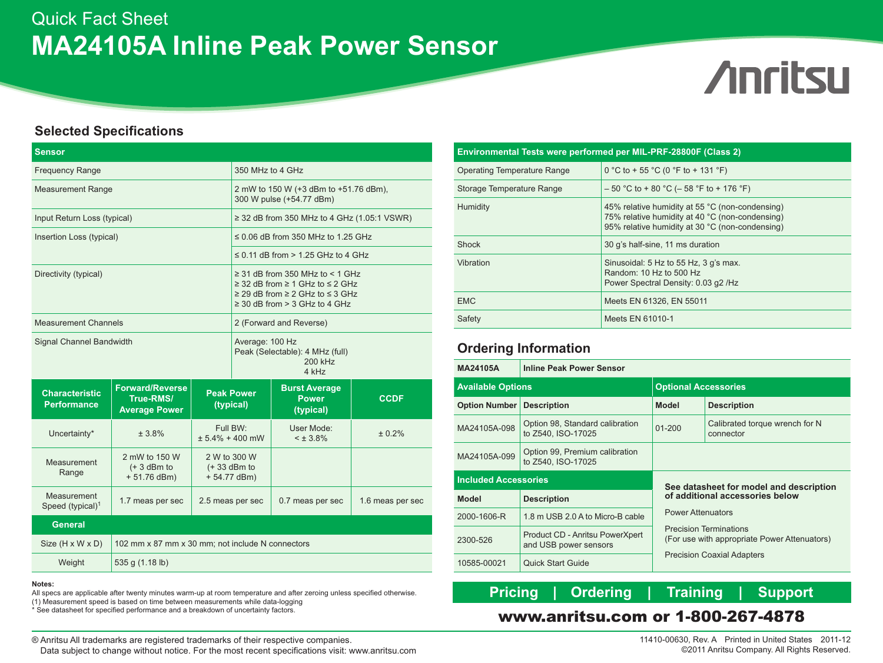Quick Fact Sheet

# MA24105A Inline Peak Power Sensor

## Selected Specifications

| Sensor | |
|---|---|
| Frequency Range | 350 MHz to 4 GHz |
| Measurement Range | 2 mW to 150 W (+3 dBm to +51.76 dBm), 300 W pulse (+54.77 dBm) |
| Input Return Loss (typical) | ≥ 32 dB from 350 MHz to 4 GHz (1.05:1 VSWR) |
| Insertion Loss (typical) | ≤ 0.06 dB from 350 MHz to 1.25 GHz |
| | ≤ 0.11 dB from > 1.25 GHz to 4 GHz |
| Directivity (typical) | ≥ 31 dB from 350 MHz to < 1 GHz<br>≥ 32 dB from ≥ 1 GHz to ≤ 2 GHz<br>≥ 29 dB from ≥ 2 GHz to ≤ 3 GHz<br>≥ 30 dB from > 3 GHz to 4 GHz |
| Measurement Channels | 2 (Forward and Reverse) |
| Signal Channel Bandwidth | Average: 100 Hz<br>Peak (Selectable): 4 MHz (full)<br>200 kHz<br>4 kHz |

| Characteristic Performance | Forward/Reverse True-RMS/ Average Power | Peak Power (typical) | Burst Average Power (typical) | CCDF |
|---|---|---|---|---|
| Uncertainty* | ± 3.8% | Full BW:<br>± 5.4% + 400 mW | User Mode:<br>< ± 3.8% | ± 0.2% |
| Measurement Range | 2 mW to 150 W<br>(+ 3 dBm to + 51.76 dBm) | 2 W to 300 W<br>(+ 33 dBm to + 54.77 dBm) | | |
| Measurement Speed (typical)[1] | 1.7 meas per sec | 2.5 meas per sec | 0.7 meas per sec | 1.6 meas per sec |

| General | |
|---|---|
| Size (H x W x D) | 102 mm x 87 mm x 30 mm; not include N connectors |
| Weight | 535 g (1.18 lb) |

**Notes:**
All specs are applicable after twenty minutes warm-up at room temperature and after zeroing unless specified otherwise.
(1) Measurement speed is based on time between measurements while data-logging
* See datasheet for specified performance and a breakdown of uncertainty factors.

| Environmental Tests were performed per MIL-PRF-28800F (Class 2) | |
|---|---|
| Operating Temperature Range | 0 °C to + 55 °C (0 °F to + 131 °F) |
| Storage Temperature Range | – 50 °C to + 80 °C (– 58 °F to + 176 °F) |
| Humidity | 45% relative humidity at 55 °C (non-condensing)<br>75% relative humidity at 40 °C (non-condensing)<br>95% relative humidity at 30 °C (non-condensing) |
| Shock | 30 g's half-sine, 11 ms duration |
| Vibration | Sinusoidal: 5 Hz to 55 Hz, 3 g's max.<br>Random: 10 Hz to 500 Hz<br>Power Spectral Density: 0.03 g2 /Hz |
| EMC | Meets EN 61326, EN 55011 |
| Safety | Meets EN 61010-1 |

## Ordering Information

| MA24105A | Inline Peak Power Sensor |
|---|---|

**Available Options**

| Option Number | Description |
|---|---|
| MA24105A-098 | Option 98, Standard calibration to Z540, ISO-17025 |
| MA24105A-099 | Option 99, Premium calibration to Z540, ISO-17025 |

**Optional Accessories**

| Model | Description |
|---|---|
| 01-200 | Calibrated torque wrench for N connector |

**Included Accessories**

| Model | Description |
|---|---|
| 2000-1606-R | 1.8 m USB 2.0 A to Micro-B cable |
| 2300-526 | Product CD - Anritsu PowerXpert and USB power sensors |
| 10585-00021 | Quick Start Guide |

**See datasheet for model and description of additional accessories below**

Power Attenuators

Precision Terminations
(For use with appropriate Power Attenuators)

Precision Coaxial Adapters

**Pricing | Ordering | Training | Support**

**www.anritsu.com or 1-800-267-4878**

® Anritsu All trademarks are registered trademarks of their respective companies.
Data subject to change without notice. For the most recent specifications visit: www.anritsu.com

11410-00630, Rev. A Printed in United States 2011-12
©2011 Anritsu Company. All Rights Reserved.